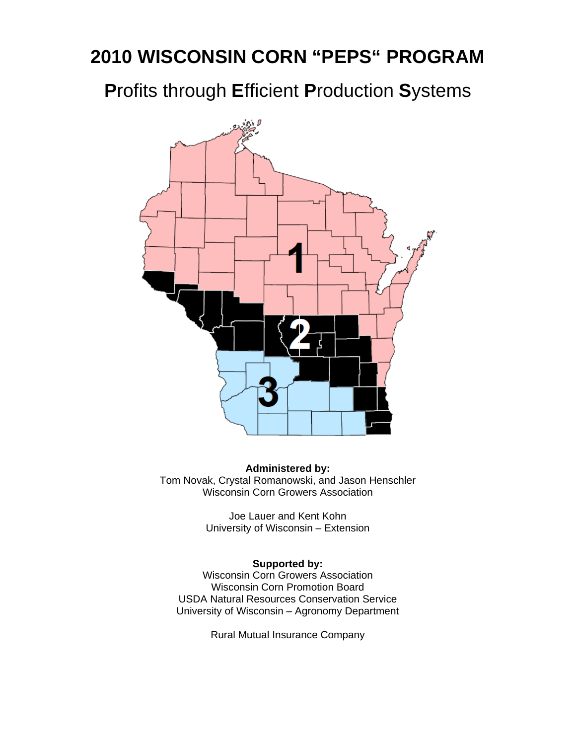# 2010 WISCONSIN CORN "PEPS" PROGRAM

## **P**rofits through **E**fficient **P**roduction **S**ystems

**Administered by:**
Tom Novak, Crystal Romanowski, and Jason Henschler
Wisconsin Corn Growers Association

Joe Lauer and Kent Kohn
University of Wisconsin – Extension

**Supported by:**
Wisconsin Corn Growers Association
Wisconsin Corn Promotion Board
USDA Natural Resources Conservation Service
University of Wisconsin – Agronomy Department

Rural Mutual Insurance Company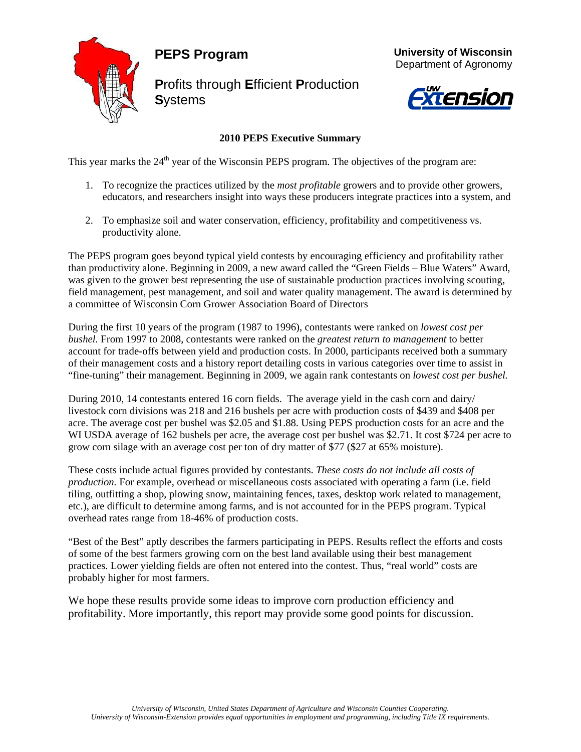# PEPS Program

**P**rofits through **E**fficient **P**roduction **S**ystems

**University of Wisconsin**
Department of Agronomy

## 2010 PEPS Executive Summary

This year marks the 24th year of the Wisconsin PEPS program. The objectives of the program are:

1. To recognize the practices utilized by the *most profitable* growers and to provide other growers, educators, and researchers insight into ways these producers integrate practices into a system, and
2. To emphasize soil and water conservation, efficiency, profitability and competitiveness vs. productivity alone.

The PEPS program goes beyond typical yield contests by encouraging efficiency and profitability rather than productivity alone. Beginning in 2009, a new award called the "Green Fields – Blue Waters" Award, was given to the grower best representing the use of sustainable production practices involving scouting, field management, pest management, and soil and water quality management. The award is determined by a committee of Wisconsin Corn Grower Association Board of Directors

During the first 10 years of the program (1987 to 1996), contestants were ranked on *lowest cost per bushel*. From 1997 to 2008, contestants were ranked on the *greatest return to management* to better account for trade-offs between yield and production costs. In 2000, participants received both a summary of their management costs and a history report detailing costs in various categories over time to assist in "fine-tuning" their management. Beginning in 2009, we again rank contestants on *lowest cost per bushel.*

During 2010, 14 contestants entered 16 corn fields. The average yield in the cash corn and dairy/ livestock corn divisions was 218 and 216 bushels per acre with production costs of $439 and $408 per acre. The average cost per bushel was $2.05 and $1.88. Using PEPS production costs for an acre and the WI USDA average of 162 bushels per acre, the average cost per bushel was $2.71. It cost $724 per acre to grow corn silage with an average cost per ton of dry matter of $77 ($27 at 65% moisture).

These costs include actual figures provided by contestants. *These costs do not include all costs of production.* For example, overhead or miscellaneous costs associated with operating a farm (i.e. field tiling, outfitting a shop, plowing snow, maintaining fences, taxes, desktop work related to management, etc.), are difficult to determine among farms, and is not accounted for in the PEPS program. Typical overhead rates range from 18-46% of production costs.

"Best of the Best" aptly describes the farmers participating in PEPS. Results reflect the efforts and costs of some of the best farmers growing corn on the best land available using their best management practices. Lower yielding fields are often not entered into the contest. Thus, "real world" costs are probably higher for most farmers.

We hope these results provide some ideas to improve corn production efficiency and profitability. More importantly, this report may provide some good points for discussion.

*University of Wisconsin, United States Department of Agriculture and Wisconsin Counties Cooperating. University of Wisconsin-Extension provides equal opportunities in employment and programming, including Title IX requirements.*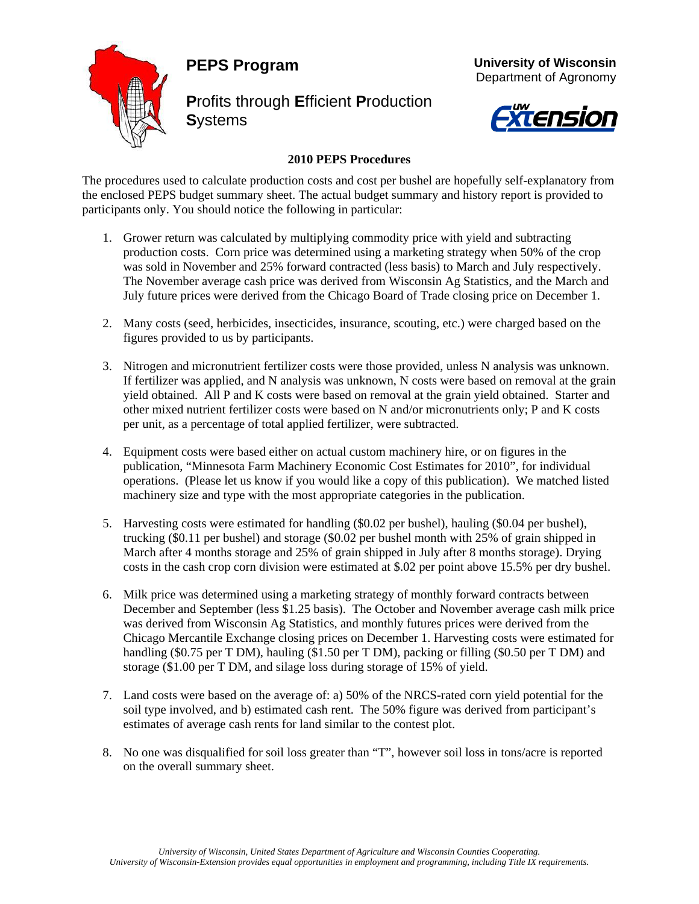# PEPS Program

**P**rofits through **E**fficient **P**roduction **S**ystems

**University of Wisconsin**
Department of Agronomy

## 2010 PEPS Procedures

The procedures used to calculate production costs and cost per bushel are hopefully self-explanatory from the enclosed PEPS budget summary sheet. The actual budget summary and history report is provided to participants only. You should notice the following in particular:

1. Grower return was calculated by multiplying commodity price with yield and subtracting production costs. Corn price was determined using a marketing strategy when 50% of the crop was sold in November and 25% forward contracted (less basis) to March and July respectively. The November average cash price was derived from Wisconsin Ag Statistics, and the March and July future prices were derived from the Chicago Board of Trade closing price on December 1.

2. Many costs (seed, herbicides, insecticides, insurance, scouting, etc.) were charged based on the figures provided to us by participants.

3. Nitrogen and micronutrient fertilizer costs were those provided, unless N analysis was unknown. If fertilizer was applied, and N analysis was unknown, N costs were based on removal at the grain yield obtained. All P and K costs were based on removal at the grain yield obtained. Starter and other mixed nutrient fertilizer costs were based on N and/or micronutrients only; P and K costs per unit, as a percentage of total applied fertilizer, were subtracted.

4. Equipment costs were based either on actual custom machinery hire, or on figures in the publication, "Minnesota Farm Machinery Economic Cost Estimates for 2010", for individual operations. (Please let us know if you would like a copy of this publication). We matched listed machinery size and type with the most appropriate categories in the publication.

5. Harvesting costs were estimated for handling ($0.02 per bushel), hauling ($0.04 per bushel), trucking ($0.11 per bushel) and storage ($0.02 per bushel month with 25% of grain shipped in March after 4 months storage and 25% of grain shipped in July after 8 months storage). Drying costs in the cash crop corn division were estimated at $.02 per point above 15.5% per dry bushel.

6. Milk price was determined using a marketing strategy of monthly forward contracts between December and September (less $1.25 basis). The October and November average cash milk price was derived from Wisconsin Ag Statistics, and monthly futures prices were derived from the Chicago Mercantile Exchange closing prices on December 1. Harvesting costs were estimated for handling ($0.75 per T DM), hauling ($1.50 per T DM), packing or filling ($0.50 per T DM) and storage ($1.00 per T DM, and silage loss during storage of 15% of yield.

7. Land costs were based on the average of: a) 50% of the NRCS-rated corn yield potential for the soil type involved, and b) estimated cash rent. The 50% figure was derived from participant's estimates of average cash rents for land similar to the contest plot.

8. No one was disqualified for soil loss greater than "T", however soil loss in tons/acre is reported on the overall summary sheet.

*University of Wisconsin, United States Department of Agriculture and Wisconsin Counties Cooperating.*
*University of Wisconsin-Extension provides equal opportunities in employment and programming, including Title IX requirements.*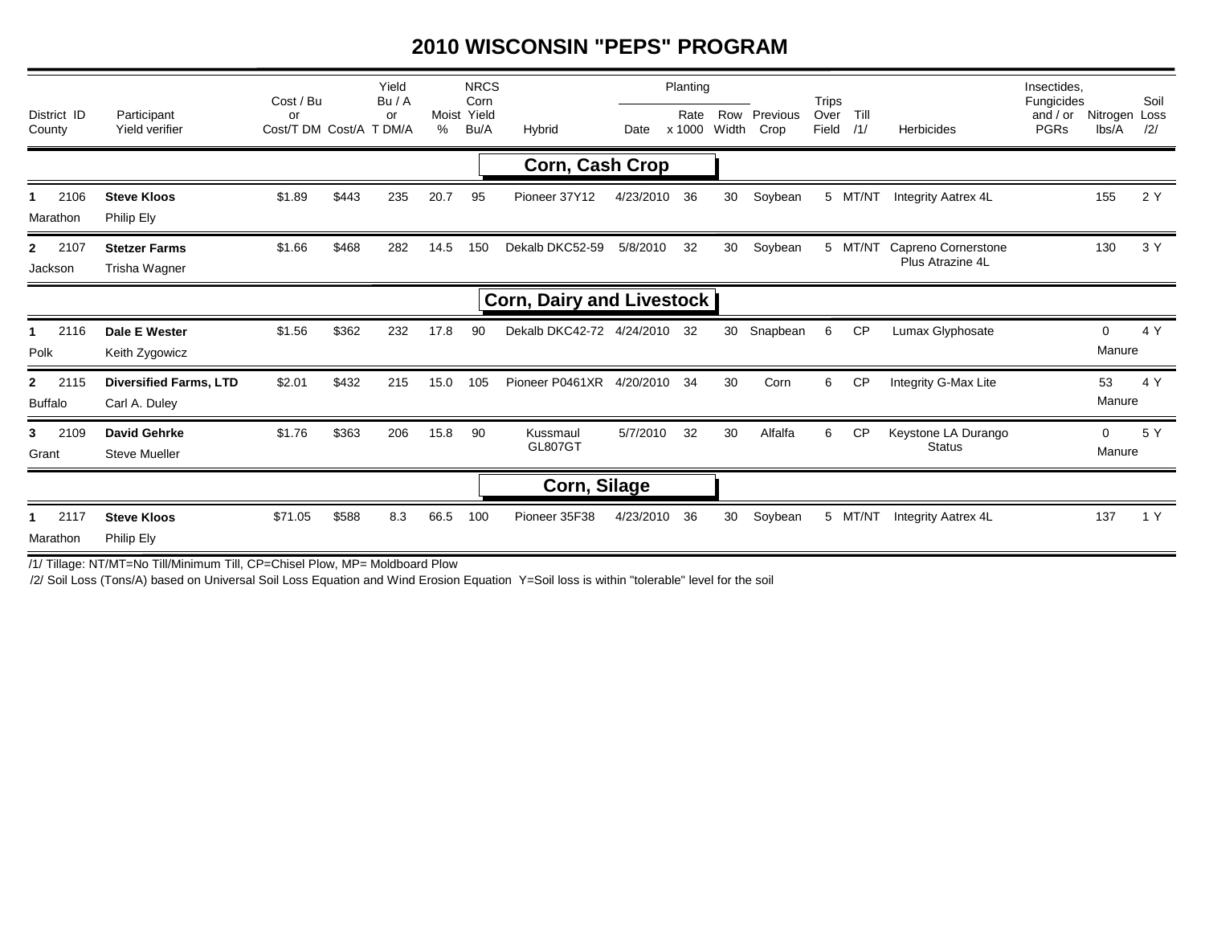# 2010 WISCONSIN "PEPS" PROGRAM

| District ID County | Participant Yield verifier | Cost / Bu or Cost/T DM | Cost/A | Yield Bu / A or T DM/A | Moist % | NRCS Corn Yield Bu/A | Hybrid | Planting Date | Planting Rate x 1000 | Planting Row Width | Previous Crop | Trips Over Field | Till /1/ | Herbicides | Insecticides, Fungicides and / or PGRs | Nitrogen lbs/A | Soil Loss /2/ |
|---|---|---|---|---|---|---|---|---|---|---|---|---|---|---|---|---|---|
| **Corn, Cash Crop** | | | | | | | | | | | | | | | | | |
| 1 2106 Marathon | **Steve Kloos** Philip Ely | $1.89 | $443 | 235 | 20.7 | 95 | Pioneer 37Y12 | 4/23/2010 | 36 | 30 | Soybean | 5 | MT/NT | Integrity Aatrex 4L | | 155 | 2 Y |
| 2 2107 Jackson | **Stetzer Farms** Trisha Wagner | $1.66 | $468 | 282 | 14.5 | 150 | Dekalb DKC52-59 | 5/8/2010 | 32 | 30 | Soybean | 5 | MT/NT | Capreno Cornerstone Plus Atrazine 4L | | 130 | 3 Y |
| **Corn, Dairy and Livestock** | | | | | | | | | | | | | | | | | |
| 1 2116 Polk | **Dale E Wester** Keith Zygowicz | $1.56 | $362 | 232 | 17.8 | 90 | Dekalb DKC42-72 | 4/24/2010 | 32 | 30 | Snapbean | 6 | CP | Lumax Glyphosate | | 0 Manure | 4 Y |
| 2 2115 Buffalo | **Diversified Farms, LTD** Carl A. Duley | $2.01 | $432 | 215 | 15.0 | 105 | Pioneer P0461XR | 4/20/2010 | 34 | 30 | Corn | 6 | CP | Integrity G-Max Lite | | 53 Manure | 4 Y |
| 3 2109 Grant | **David Gehrke** Steve Mueller | $1.76 | $363 | 206 | 15.8 | 90 | Kussmaul GL807GT | 5/7/2010 | 32 | 30 | Alfalfa | 6 | CP | Keystone LA Durango Status | | 0 Manure | 5 Y |
| **Corn, Silage** | | | | | | | | | | | | | | | | | |
| 1 2117 Marathon | **Steve Kloos** Philip Ely | $71.05 | $588 | 8.3 | 66.5 | 100 | Pioneer 35F38 | 4/23/2010 | 36 | 30 | Soybean | 5 | MT/NT | Integrity Aatrex 4L | | 137 | 1 Y |

/1/ Tillage: NT/MT=No Till/Minimum Till, CP=Chisel Plow, MP= Moldboard Plow

/2/ Soil Loss (Tons/A) based on Universal Soil Loss Equation and Wind Erosion Equation Y=Soil loss is within "tolerable" level for the soil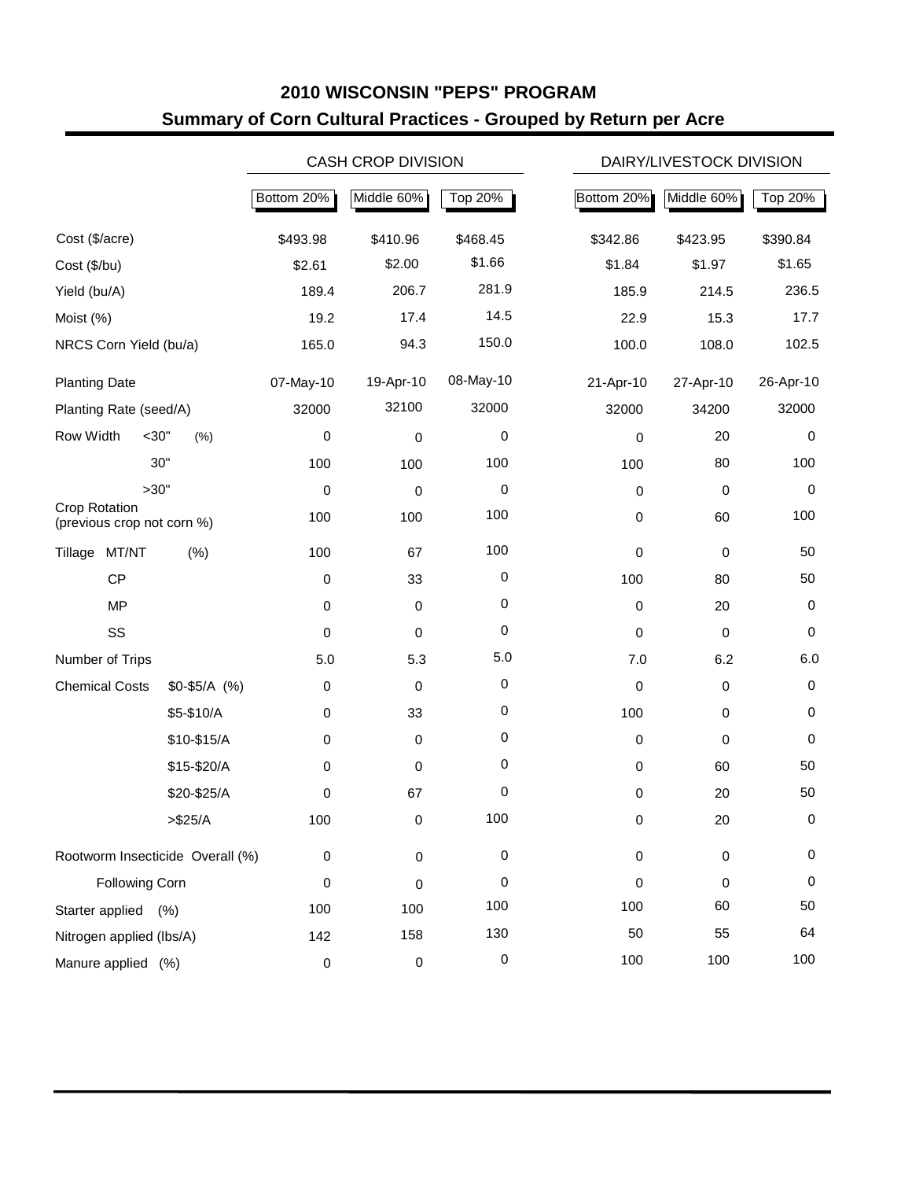# 2010 WISCONSIN "PEPS" PROGRAM

## Summary of Corn Cultural Practices - Grouped by Return per Acre

| | | CASH CROP DIVISION | | | DAIRY/LIVESTOCK DIVISION | | |
|---|---|---|---|---|---|---|---|
| | | Bottom 20% | Middle 60% | Top 20% | Bottom 20% | Middle 60% | Top 20% |
| Cost ($/acre) | | $493.98 | $410.96 | $468.45 | $342.86 | $423.95 | $390.84 |
| Cost ($/bu) | | $2.61 | $2.00 | $1.66 | $1.84 | $1.97 | $1.65 |
| Yield (bu/A) | | 189.4 | 206.7 | 281.9 | 185.9 | 214.5 | 236.5 |
| Moist (%) | | 19.2 | 17.4 | 14.5 | 22.9 | 15.3 | 17.7 |
| NRCS Corn Yield (bu/a) | | 165.0 | 94.3 | 150.0 | 100.0 | 108.0 | 102.5 |
| Planting Date | | 07-May-10 | 19-Apr-10 | 08-May-10 | 21-Apr-10 | 27-Apr-10 | 26-Apr-10 |
| Planting Rate (seed/A) | | 32000 | 32100 | 32000 | 32000 | 34200 | 32000 |
| Row Width (%) | <30" | 0 | 0 | 0 | 0 | 20 | 0 |
| | 30" | 100 | 100 | 100 | 100 | 80 | 100 |
| | >30" | 0 | 0 | 0 | 0 | 0 | 0 |
| Crop Rotation (previous crop not corn %) | | 100 | 100 | 100 | 0 | 60 | 100 |
| Tillage (%) | MT/NT | 100 | 67 | 100 | 0 | 0 | 50 |
| | CP | 0 | 33 | 0 | 100 | 80 | 50 |
| | MP | 0 | 0 | 0 | 0 | 20 | 0 |
| | SS | 0 | 0 | 0 | 0 | 0 | 0 |
| Number of Trips | | 5.0 | 5.3 | 5.0 | 7.0 | 6.2 | 6.0 |
| Chemical Costs | $0-$5/A (%) | 0 | 0 | 0 | 0 | 0 | 0 |
| | $5-$10/A | 0 | 33 | 0 | 100 | 0 | 0 |
| | $10-$15/A | 0 | 0 | 0 | 0 | 0 | 0 |
| | $15-$20/A | 0 | 0 | 0 | 0 | 60 | 50 |
| | $20-$25/A | 0 | 67 | 0 | 0 | 20 | 50 |
| | >$25/A | 100 | 0 | 100 | 0 | 20 | 0 |
| Rootworm Insecticide Overall (%) | | 0 | 0 | 0 | 0 | 0 | 0 |
| Following Corn | | 0 | 0 | 0 | 0 | 0 | 0 |
| Starter applied (%) | | 100 | 100 | 100 | 100 | 60 | 50 |
| Nitrogen applied (lbs/A) | | 142 | 158 | 130 | 50 | 55 | 64 |
| Manure applied (%) | | 0 | 0 | 0 | 100 | 100 | 100 |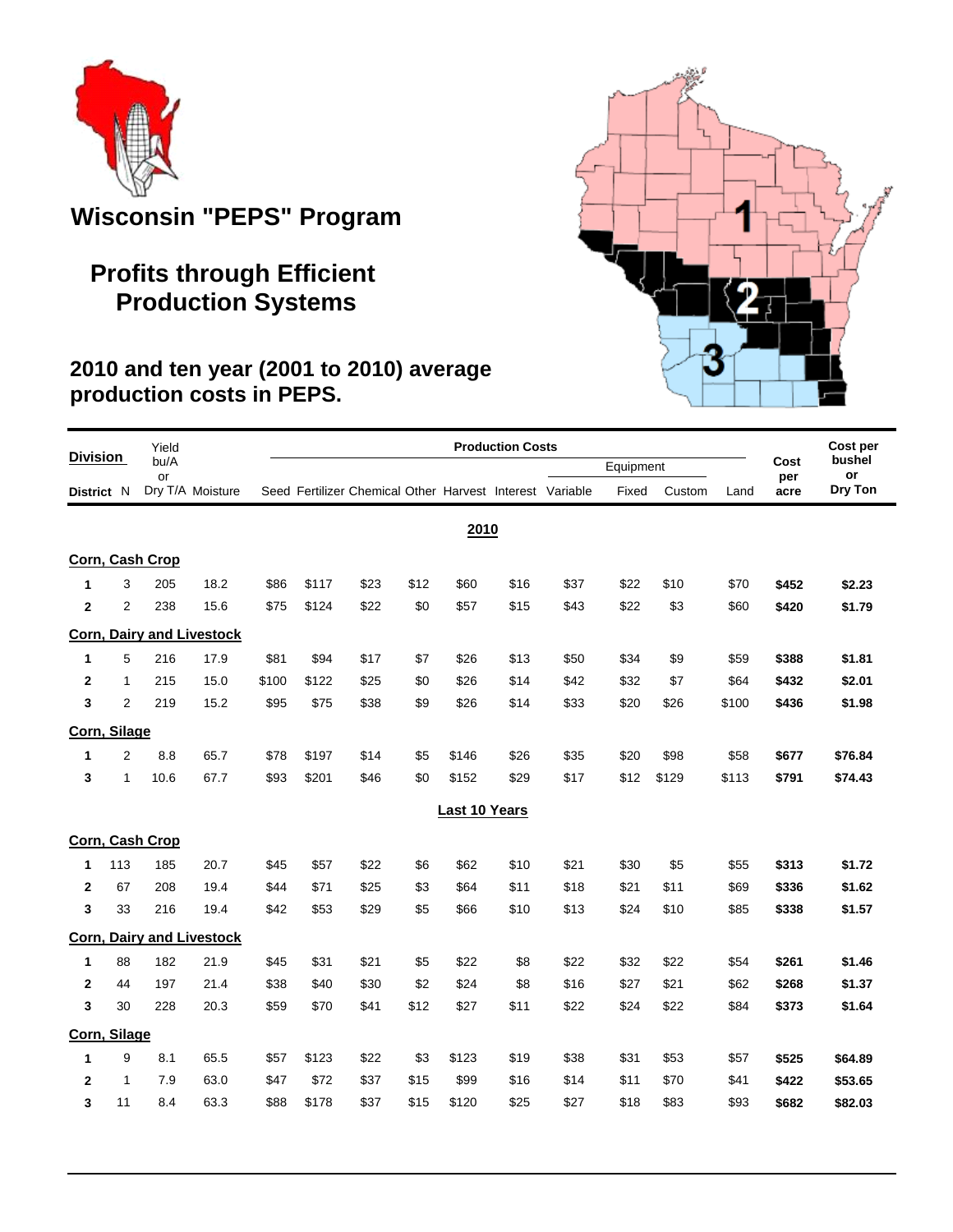# Wisconsin "PEPS" Program

## Profits through Efficient Production Systems

### 2010 and ten year (2001 to 2010) average production costs in PEPS.

| Division District | N | Yield bu/A or Dry T/A | Moisture | Seed | Fertilizer | Chemical | Other | Harvest | Interest | Equipment Variable | Equipment Fixed | Equipment Custom | Land | Cost per acre | Cost per bushel or Dry Ton |
|---|---|---|---|---|---|---|---|---|---|---|---|---|---|---|---|
| **2010** | | | | | | | | | | | | | | | |
| **Corn, Cash Crop** | | | | | | | | | | | | | | | |
| 1 | 3 | 205 | 18.2 | $86 | $117 | $23 | $12 | $60 | $16 | $37 | $22 | $10 | $70 | **$452** | **$2.23** |
| 2 | 2 | 238 | 15.6 | $75 | $124 | $22 | $0 | $57 | $15 | $43 | $22 | $3 | $60 | **$420** | **$1.79** |
| **Corn, Dairy and Livestock** | | | | | | | | | | | | | | | |
| 1 | 5 | 216 | 17.9 | $81 | $94 | $17 | $7 | $26 | $13 | $50 | $34 | $9 | $59 | **$388** | **$1.81** |
| 2 | 1 | 215 | 15.0 | $100 | $122 | $25 | $0 | $26 | $14 | $42 | $32 | $7 | $64 | **$432** | **$2.01** |
| 3 | 2 | 219 | 15.2 | $95 | $75 | $38 | $9 | $26 | $14 | $33 | $20 | $26 | $100 | **$436** | **$1.98** |
| **Corn, Silage** | | | | | | | | | | | | | | | |
| 1 | 2 | 8.8 | 65.7 | $78 | $197 | $14 | $5 | $146 | $26 | $35 | $20 | $98 | $58 | **$677** | **$76.84** |
| 3 | 1 | 10.6 | 67.7 | $93 | $201 | $46 | $0 | $152 | $29 | $17 | $12 | $129 | $113 | **$791** | **$74.43** |
| **Last 10 Years** | | | | | | | | | | | | | | | |
| **Corn, Cash Crop** | | | | | | | | | | | | | | | |
| 1 | 113 | 185 | 20.7 | $45 | $57 | $22 | $6 | $62 | $10 | $21 | $30 | $5 | $55 | **$313** | **$1.72** |
| 2 | 67 | 208 | 19.4 | $44 | $71 | $25 | $3 | $64 | $11 | $18 | $21 | $11 | $69 | **$336** | **$1.62** |
| 3 | 33 | 216 | 19.4 | $42 | $53 | $29 | $5 | $66 | $10 | $13 | $24 | $10 | $85 | **$338** | **$1.57** |
| **Corn, Dairy and Livestock** | | | | | | | | | | | | | | | |
| 1 | 88 | 182 | 21.9 | $45 | $31 | $21 | $5 | $22 | $8 | $22 | $32 | $22 | $54 | **$261** | **$1.46** |
| 2 | 44 | 197 | 21.4 | $38 | $40 | $30 | $2 | $24 | $8 | $16 | $27 | $21 | $62 | **$268** | **$1.37** |
| 3 | 30 | 228 | 20.3 | $59 | $70 | $41 | $12 | $27 | $11 | $22 | $24 | $22 | $84 | **$373** | **$1.64** |
| **Corn, Silage** | | | | | | | | | | | | | | | |
| 1 | 9 | 8.1 | 65.5 | $57 | $123 | $22 | $3 | $123 | $19 | $38 | $31 | $53 | $57 | **$525** | **$64.89** |
| 2 | 1 | 7.9 | 63.0 | $47 | $72 | $37 | $15 | $99 | $16 | $14 | $11 | $70 | $41 | **$422** | **$53.65** |
| 3 | 11 | 8.4 | 63.3 | $88 | $178 | $37 | $15 | $120 | $25 | $27 | $18 | $83 | $93 | **$682** | **$82.03** |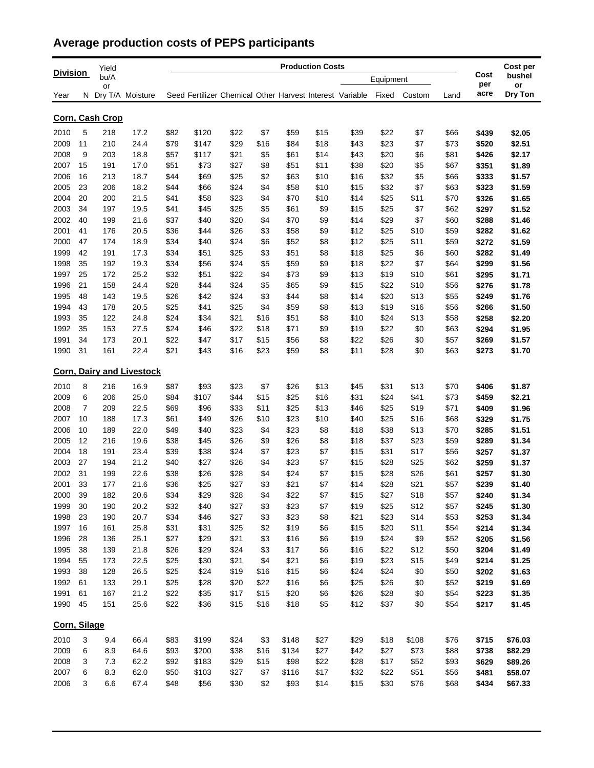# Average production costs of PEPS participants

| Division Year | N | Yield bu/A or Dry T/A | Moisture | Seed | Fertilizer | Chemical | Other | Harvest | Interest | Equipment Variable | Equipment Fixed | Equipment Custom | Land | Cost per acre | Cost per bushel or Dry Ton |
|---|---|---|---|---|---|---|---|---|---|---|---|---|---|---|---|
| **Corn, Cash Crop** | | | | | | | | | | | | | | | |
| 2010 | 5 | 218 | 17.2 | $82 | $120 | $22 | $7 | $59 | $15 | $39 | $22 | $7 | $66 | **$439** | **$2.05** |
| 2009 | 11 | 210 | 24.4 | $79 | $147 | $29 | $16 | $84 | $18 | $43 | $23 | $7 | $73 | **$520** | **$2.51** |
| 2008 | 9 | 203 | 18.8 | $57 | $117 | $21 | $5 | $61 | $14 | $43 | $20 | $6 | $81 | **$426** | **$2.17** |
| 2007 | 15 | 191 | 17.0 | $51 | $73 | $27 | $8 | $51 | $11 | $38 | $20 | $5 | $67 | **$351** | **$1.89** |
| 2006 | 16 | 213 | 18.7 | $44 | $69 | $25 | $2 | $63 | $10 | $16 | $32 | $5 | $66 | **$333** | **$1.57** |
| 2005 | 23 | 206 | 18.2 | $44 | $66 | $24 | $4 | $58 | $10 | $15 | $32 | $7 | $63 | **$323** | **$1.59** |
| 2004 | 20 | 200 | 21.5 | $41 | $58 | $23 | $4 | $70 | $10 | $14 | $25 | $11 | $70 | **$326** | **$1.65** |
| 2003 | 34 | 197 | 19.5 | $41 | $45 | $25 | $5 | $61 | $9 | $15 | $25 | $7 | $62 | **$297** | **$1.52** |
| 2002 | 40 | 199 | 21.6 | $37 | $40 | $20 | $4 | $70 | $9 | $14 | $29 | $7 | $60 | **$288** | **$1.46** |
| 2001 | 41 | 176 | 20.5 | $36 | $44 | $26 | $3 | $58 | $9 | $12 | $25 | $10 | $59 | **$282** | **$1.62** |
| 2000 | 47 | 174 | 18.9 | $34 | $40 | $24 | $6 | $52 | $8 | $12 | $25 | $11 | $59 | **$272** | **$1.59** |
| 1999 | 42 | 191 | 17.3 | $34 | $51 | $25 | $3 | $51 | $8 | $18 | $25 | $6 | $60 | **$282** | **$1.49** |
| 1998 | 35 | 192 | 19.3 | $34 | $56 | $24 | $5 | $59 | $9 | $18 | $22 | $7 | $64 | **$299** | **$1.56** |
| 1997 | 25 | 172 | 25.2 | $32 | $51 | $22 | $4 | $73 | $9 | $13 | $19 | $10 | $61 | **$295** | **$1.71** |
| 1996 | 21 | 158 | 24.4 | $28 | $44 | $24 | $5 | $65 | $9 | $15 | $22 | $10 | $56 | **$276** | **$1.78** |
| 1995 | 48 | 143 | 19.5 | $26 | $42 | $24 | $3 | $44 | $8 | $14 | $20 | $13 | $55 | **$249** | **$1.76** |
| 1994 | 43 | 178 | 20.5 | $25 | $41 | $25 | $4 | $59 | $8 | $13 | $19 | $16 | $56 | **$266** | **$1.50** |
| 1993 | 35 | 122 | 24.8 | $24 | $34 | $21 | $16 | $51 | $8 | $10 | $24 | $13 | $58 | **$258** | **$2.20** |
| 1992 | 35 | 153 | 27.5 | $24 | $46 | $22 | $18 | $71 | $9 | $19 | $22 | $0 | $63 | **$294** | **$1.95** |
| 1991 | 34 | 173 | 20.1 | $22 | $47 | $17 | $15 | $56 | $8 | $22 | $26 | $0 | $57 | **$269** | **$1.57** |
| 1990 | 31 | 161 | 22.4 | $21 | $43 | $16 | $23 | $59 | $8 | $11 | $28 | $0 | $63 | **$273** | **$1.70** |
| **Corn, Dairy and Livestock** | | | | | | | | | | | | | | | |
| 2010 | 8 | 216 | 16.9 | $87 | $93 | $23 | $7 | $26 | $13 | $45 | $31 | $13 | $70 | **$406** | **$1.87** |
| 2009 | 6 | 206 | 25.0 | $84 | $107 | $44 | $15 | $25 | $16 | $31 | $24 | $41 | $73 | **$459** | **$2.21** |
| 2008 | 7 | 209 | 22.5 | $69 | $96 | $33 | $11 | $25 | $13 | $46 | $25 | $19 | $71 | **$409** | **$1.96** |
| 2007 | 10 | 188 | 17.3 | $61 | $49 | $26 | $10 | $23 | $10 | $40 | $25 | $16 | $68 | **$329** | **$1.75** |
| 2006 | 10 | 189 | 22.0 | $49 | $40 | $23 | $4 | $23 | $8 | $18 | $38 | $13 | $70 | **$285** | **$1.51** |
| 2005 | 12 | 216 | 19.6 | $38 | $45 | $26 | $9 | $26 | $8 | $18 | $37 | $23 | $59 | **$289** | **$1.34** |
| 2004 | 18 | 191 | 23.4 | $39 | $38 | $24 | $7 | $23 | $7 | $15 | $31 | $17 | $56 | **$257** | **$1.37** |
| 2003 | 27 | 194 | 21.2 | $40 | $27 | $26 | $4 | $23 | $7 | $15 | $28 | $25 | $62 | **$259** | **$1.37** |
| 2002 | 31 | 199 | 22.6 | $38 | $26 | $28 | $4 | $24 | $7 | $15 | $28 | $26 | $61 | **$257** | **$1.30** |
| 2001 | 33 | 177 | 21.6 | $36 | $25 | $27 | $3 | $21 | $7 | $14 | $28 | $21 | $57 | **$239** | **$1.40** |
| 2000 | 39 | 182 | 20.6 | $34 | $29 | $28 | $4 | $22 | $7 | $15 | $27 | $18 | $57 | **$240** | **$1.34** |
| 1999 | 30 | 190 | 20.2 | $32 | $40 | $27 | $3 | $23 | $7 | $19 | $25 | $12 | $57 | **$245** | **$1.30** |
| 1998 | 23 | 190 | 20.7 | $34 | $46 | $27 | $3 | $23 | $8 | $21 | $23 | $14 | $53 | **$253** | **$1.34** |
| 1997 | 16 | 161 | 25.8 | $31 | $31 | $25 | $2 | $19 | $6 | $15 | $20 | $11 | $54 | **$214** | **$1.34** |
| 1996 | 28 | 136 | 25.1 | $27 | $29 | $21 | $3 | $16 | $6 | $19 | $24 | $9 | $52 | **$205** | **$1.56** |
| 1995 | 38 | 139 | 21.8 | $26 | $29 | $24 | $3 | $17 | $6 | $16 | $22 | $12 | $50 | **$204** | **$1.49** |
| 1994 | 55 | 173 | 22.5 | $25 | $30 | $21 | $4 | $21 | $6 | $19 | $23 | $15 | $49 | **$214** | **$1.25** |
| 1993 | 38 | 128 | 26.5 | $25 | $24 | $19 | $16 | $15 | $6 | $24 | $24 | $0 | $50 | **$202** | **$1.63** |
| 1992 | 61 | 133 | 29.1 | $25 | $28 | $20 | $22 | $16 | $6 | $25 | $26 | $0 | $52 | **$219** | **$1.69** |
| 1991 | 61 | 167 | 21.2 | $22 | $35 | $17 | $15 | $20 | $6 | $26 | $28 | $0 | $54 | **$223** | **$1.35** |
| 1990 | 45 | 151 | 25.6 | $22 | $36 | $15 | $16 | $18 | $5 | $12 | $37 | $0 | $54 | **$217** | **$1.45** |
| **Corn, Silage** | | | | | | | | | | | | | | | |
| 2010 | 3 | 9.4 | 66.4 | $83 | $199 | $24 | $3 | $148 | $27 | $29 | $18 | $108 | $76 | **$715** | **$76.03** |
| 2009 | 6 | 8.9 | 64.6 | $93 | $200 | $38 | $16 | $134 | $27 | $42 | $27 | $73 | $88 | **$738** | **$82.29** |
| 2008 | 3 | 7.3 | 62.2 | $92 | $183 | $29 | $15 | $98 | $22 | $28 | $17 | $52 | $93 | **$629** | **$89.26** |
| 2007 | 6 | 8.3 | 62.0 | $50 | $103 | $27 | $7 | $116 | $17 | $32 | $22 | $51 | $56 | **$481** | **$58.07** |
| 2006 | 3 | 6.6 | 67.4 | $48 | $56 | $30 | $2 | $93 | $14 | $15 | $30 | $76 | $68 | **$434** | **$67.33** |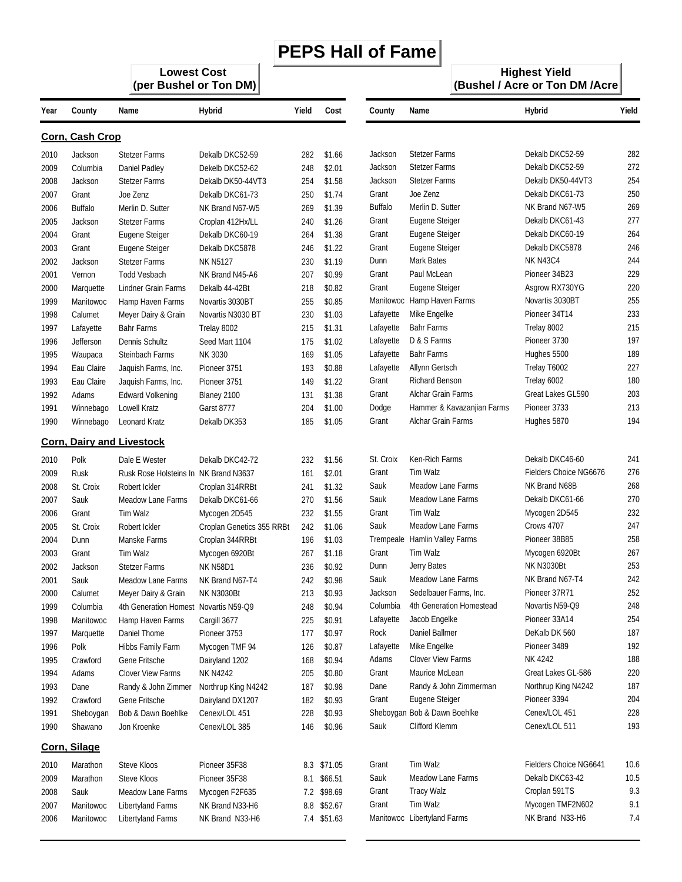# PEPS Hall of Fame

| | Lowest Cost (per Bushel or Ton DM) | | | | | Highest Yield (Bushel / Acre or Ton DM /Acre) | | | |
|---|---|---|---|---|---|---|---|---|---|
| **Year** | **County** | **Name** | **Hybrid** | **Yield** | **Cost** | **County** | **Name** | **Hybrid** | **Yield** |
| **Corn, Cash Crop** | | | | | | | | | |
| 2010 | Jackson | Stetzer Farms | Dekalb DKC52-59 | 282 | $1.66 | Jackson | Stetzer Farms | Dekalb DKC52-59 | 282 |
| 2009 | Columbia | Daniel Padley | Dekelb DKC52-62 | 248 | $2.01 | Jackson | Stetzer Farms | Dekalb DKC52-59 | 272 |
| 2008 | Jackson | Stetzer Farms | Dekalb DK50-44VT3 | 254 | $1.58 | Jackson | Stetzer Farms | Dekalb DK50-44VT3 | 254 |
| 2007 | Grant | Joe Zenz | Dekalb DKC61-73 | 250 | $1.74 | Grant | Joe Zenz | Dekalb DKC61-73 | 250 |
| 2006 | Buffalo | Merlin D. Sutter | NK Brand N67-W5 | 269 | $1.39 | Buffalo | Merlin D. Sutter | NK Brand N67-W5 | 269 |
| 2005 | Jackson | Stetzer Farms | Croplan 412Hx/LL | 240 | $1.26 | Grant | Eugene Steiger | Dekalb DKC61-43 | 277 |
| 2004 | Grant | Eugene Steiger | Dekalb DKC60-19 | 264 | $1.38 | Grant | Eugene Steiger | Dekalb DKC60-19 | 264 |
| 2003 | Grant | Eugene Steiger | Dekalb DKC5878 | 246 | $1.22 | Grant | Eugene Steiger | Dekalb DKC5878 | 246 |
| 2002 | Jackson | Stetzer Farms | NK N5127 | 230 | $1.19 | Dunn | Mark Bates | NK N43C4 | 244 |
| 2001 | Vernon | Todd Vesbach | NK Brand N45-A6 | 207 | $0.99 | Grant | Paul McLean | Pioneer 34B23 | 229 |
| 2000 | Marquette | Lindner Grain Farms | Dekalb 44-42Bt | 218 | $0.82 | Grant | Eugene Steiger | Asgrow RX730YG | 220 |
| 1999 | Manitowoc | Hamp Haven Farms | Novartis 3030BT | 255 | $0.85 | Manitowoc | Hamp Haven Farms | Novartis 3030BT | 255 |
| 1998 | Calumet | Meyer Dairy & Grain | Novartis N3030 BT | 230 | $1.03 | Lafayette | Mike Engelke | Pioneer 34T14 | 233 |
| 1997 | Lafayette | Bahr Farms | Trelay 8002 | 215 | $1.31 | Lafayette | Bahr Farms | Trelay 8002 | 215 |
| 1996 | Jefferson | Dennis Schultz | Seed Mart 1104 | 175 | $1.02 | Lafayette | D & S Farms | Pioneer 3730 | 197 |
| 1995 | Waupaca | Steinbach Farms | NK 3030 | 169 | $1.05 | Lafayette | Bahr Farms | Hughes 5500 | 189 |
| 1994 | Eau Claire | Jaquish Farms, Inc. | Pioneer 3751 | 193 | $0.88 | Lafayette | Allynn Gertsch | Trelay T6002 | 227 |
| 1993 | Eau Claire | Jaquish Farms, Inc. | Pioneer 3751 | 149 | $1.22 | Grant | Richard Benson | Trelay 6002 | 180 |
| 1992 | Adams | Edward Volkening | Blaney 2100 | 131 | $1.38 | Grant | Alchar Grain Farms | Great Lakes GL590 | 203 |
| 1991 | Winnebago | Lowell Kratz | Garst 8777 | 204 | $1.00 | Dodge | Hammer & Kavazanjian Farms | Pioneer 3733 | 213 |
| 1990 | Winnebago | Leonard Kratz | Dekalb DK353 | 185 | $1.05 | Grant | Alchar Grain Farms | Hughes 5870 | 194 |
| **Corn, Dairy and Livestock** | | | | | | | | | |
| 2010 | Polk | Dale E Wester | Dekalb DKC42-72 | 232 | $1.56 | St. Croix | Ken-Rich Farms | Dekalb DKC46-60 | 241 |
| 2009 | Rusk | Rusk Rose Holsteins In | NK Brand N3637 | 161 | $2.01 | Grant | Tim Walz | Fielders Choice NG6676 | 276 |
| 2008 | St. Croix | Robert Ickler | Croplan 314RRBt | 241 | $1.32 | Sauk | Meadow Lane Farms | NK Brand N68B | 268 |
| 2007 | Sauk | Meadow Lane Farms | Dekalb DKC61-66 | 270 | $1.56 | Sauk | Meadow Lane Farms | Dekalb DKC61-66 | 270 |
| 2006 | Grant | Tim Walz | Mycogen 2D545 | 232 | $1.55 | Grant | Tim Walz | Mycogen 2D545 | 232 |
| 2005 | St. Croix | Robert Ickler | Croplan Genetics 355 RRBt | 242 | $1.06 | Sauk | Meadow Lane Farms | Crows 4707 | 247 |
| 2004 | Dunn | Manske Farms | Croplan 344RRBt | 196 | $1.03 | Trempeale | Hamlin Valley Farms | Pioneer 38B85 | 258 |
| 2003 | Grant | Tim Walz | Mycogen 6920Bt | 267 | $1.18 | Grant | Tim Walz | Mycogen 6920Bt | 267 |
| 2002 | Jackson | Stetzer Farms | NK N58D1 | 236 | $0.92 | Dunn | Jerry Bates | NK N3030Bt | 253 |
| 2001 | Sauk | Meadow Lane Farms | NK Brand N67-T4 | 242 | $0.98 | Sauk | Meadow Lane Farms | NK Brand N67-T4 | 242 |
| 2000 | Calumet | Meyer Dairy & Grain | NK N3030Bt | 213 | $0.93 | Jackson | Sedelbauer Farms, Inc. | Pioneer 37R71 | 252 |
| 1999 | Columbia | 4th Generation Homest | Novartis N59-Q9 | 248 | $0.94 | Columbia | 4th Generation Homestead | Novartis N59-Q9 | 248 |
| 1998 | Manitowoc | Hamp Haven Farms | Cargill 3677 | 225 | $0.91 | Lafayette | Jacob Engelke | Pioneer 33A14 | 254 |
| 1997 | Marquette | Daniel Thome | Pioneer 3753 | 177 | $0.97 | Rock | Daniel Ballmer | DeKalb DK 560 | 187 |
| 1996 | Polk | Hibbs Family Farm | Mycogen TMF 94 | 126 | $0.87 | Lafayette | Mike Engelke | Pioneer 3489 | 192 |
| 1995 | Crawford | Gene Fritsche | Dairyland 1202 | 168 | $0.94 | Adams | Clover View Farms | NK 4242 | 188 |
| 1994 | Adams | Clover View Farms | NK N4242 | 205 | $0.80 | Grant | Maurice McLean | Great Lakes GL-586 | 220 |
| 1993 | Dane | Randy & John Zimmer | Northrup King N4242 | 187 | $0.98 | Dane | Randy & John Zimmerman | Northrup King N4242 | 187 |
| 1992 | Crawford | Gene Fritsche | Dairyland DX1207 | 182 | $0.93 | Grant | Eugene Steiger | Pioneer 3394 | 204 |
| 1991 | Sheboygan | Bob & Dawn Boehlke | Cenex/LOL 451 | 228 | $0.93 | Sheboygan | Bob & Dawn Boehlke | Cenex/LOL 451 | 228 |
| 1990 | Shawano | Jon Kroenke | Cenex/LOL 385 | 146 | $0.96 | Sauk | Clifford Klemm | Cenex/LOL 511 | 193 |
| **Corn, Silage** | | | | | | | | | |
| 2010 | Marathon | Steve Kloos | Pioneer 35F38 | 8.3 | $71.05 | Grant | Tim Walz | Fielders Choice NG6641 | 10.6 |
| 2009 | Marathon | Steve Kloos | Pioneer 35F38 | 8.1 | $66.51 | Sauk | Meadow Lane Farms | Dekalb DKC63-42 | 10.5 |
| 2008 | Sauk | Meadow Lane Farms | Mycogen F2F635 | 7.2 | $98.69 | Grant | Tracy Walz | Croplan 591TS | 9.3 |
| 2007 | Manitowoc | Libertyland Farms | NK Brand N33-H6 | 8.8 | $52.67 | Grant | Tim Walz | Mycogen TMF2N602 | 9.1 |
| 2006 | Manitowoc | Libertyland Farms | NK Brand N33-H6 | 7.4 | $51.63 | Manitowoc | Libertyland Farms | NK Brand N33-H6 | 7.4 |